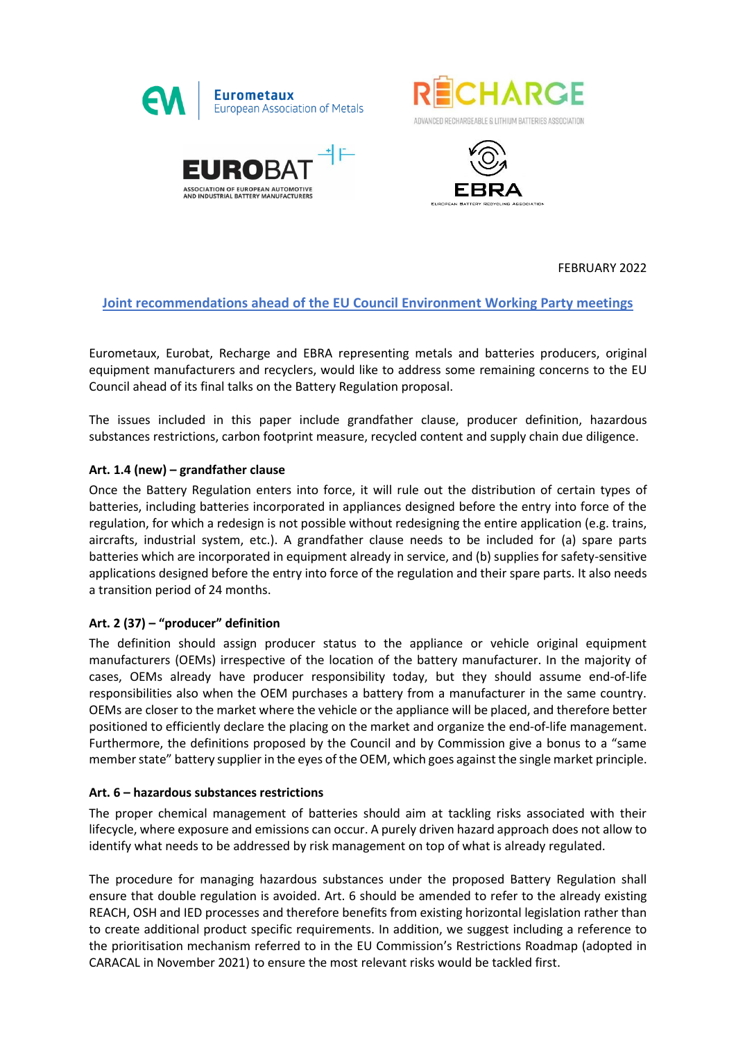Eurometaux
European Association of Metals

RECHARGE
ADVANCED RECHARGEABLE & LITHIUM BATTERIES ASSOCIATION

EUROBAT
ASSOCIATION OF EUROPEAN AUTOMOTIVE AND INDUSTRIAL BATTERY MANUFACTURERS

EBRA
EUROPEAN BATTERY RECYCLING ASSOCIATION

FEBRUARY 2022

# Joint recommendations ahead of the EU Council Environment Working Party meetings

Eurometaux, Eurobat, Recharge and EBRA representing metals and batteries producers, original equipment manufacturers and recyclers, would like to address some remaining concerns to the EU Council ahead of its final talks on the Battery Regulation proposal.

The issues included in this paper include grandfather clause, producer definition, hazardous substances restrictions, carbon footprint measure, recycled content and supply chain due diligence.

### Art. 1.4 (new) – grandfather clause

Once the Battery Regulation enters into force, it will rule out the distribution of certain types of batteries, including batteries incorporated in appliances designed before the entry into force of the regulation, for which a redesign is not possible without redesigning the entire application (e.g. trains, aircrafts, industrial system, etc.). A grandfather clause needs to be included for (a) spare parts batteries which are incorporated in equipment already in service, and (b) supplies for safety-sensitive applications designed before the entry into force of the regulation and their spare parts. It also needs a transition period of 24 months.

### Art. 2 (37) – "producer" definition

The definition should assign producer status to the appliance or vehicle original equipment manufacturers (OEMs) irrespective of the location of the battery manufacturer. In the majority of cases, OEMs already have producer responsibility today, but they should assume end-of-life responsibilities also when the OEM purchases a battery from a manufacturer in the same country. OEMs are closer to the market where the vehicle or the appliance will be placed, and therefore better positioned to efficiently declare the placing on the market and organize the end-of-life management. Furthermore, the definitions proposed by the Council and by Commission give a bonus to a "same member state" battery supplier in the eyes of the OEM, which goes against the single market principle.

### Art. 6 – hazardous substances restrictions

The proper chemical management of batteries should aim at tackling risks associated with their lifecycle, where exposure and emissions can occur. A purely driven hazard approach does not allow to identify what needs to be addressed by risk management on top of what is already regulated.

The procedure for managing hazardous substances under the proposed Battery Regulation shall ensure that double regulation is avoided. Art. 6 should be amended to refer to the already existing REACH, OSH and IED processes and therefore benefits from existing horizontal legislation rather than to create additional product specific requirements. In addition, we suggest including a reference to the prioritisation mechanism referred to in the EU Commission's Restrictions Roadmap (adopted in CARACAL in November 2021) to ensure the most relevant risks would be tackled first.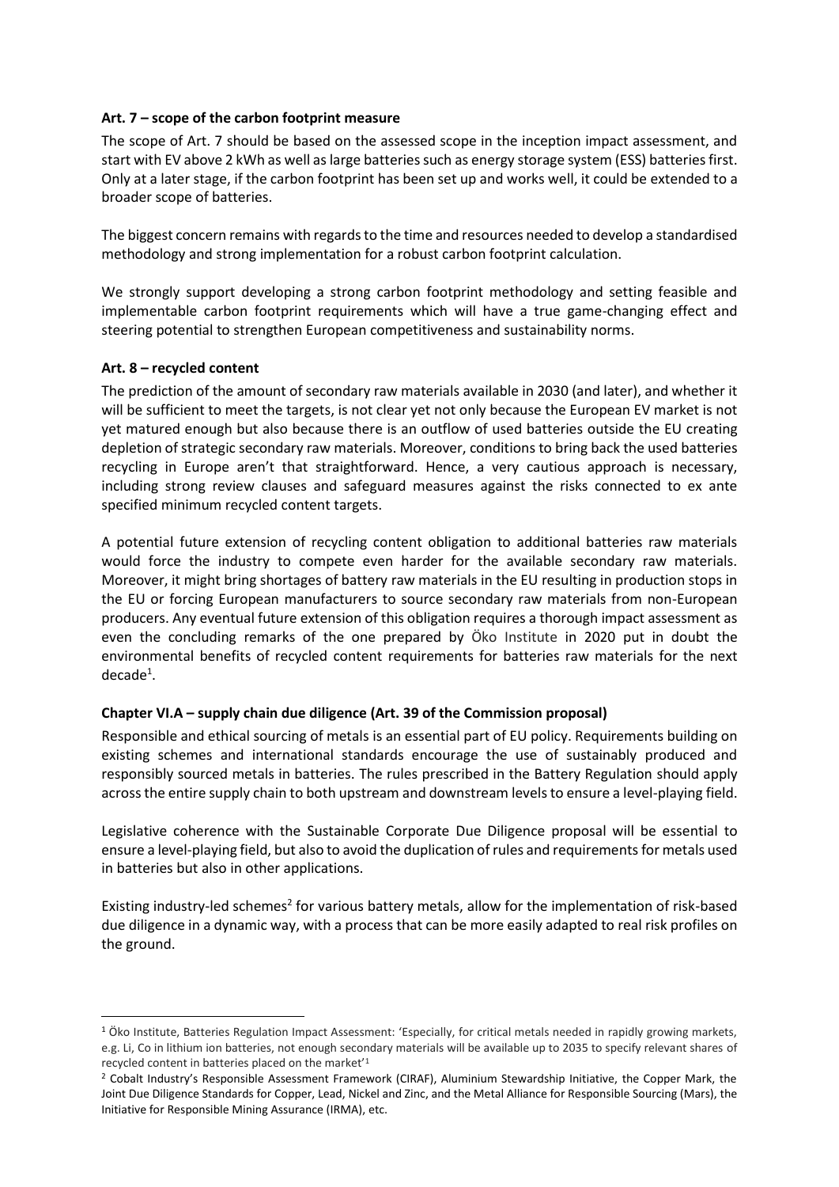**Art. 7 – scope of the carbon footprint measure**

The scope of Art. 7 should be based on the assessed scope in the inception impact assessment, and start with EV above 2 kWh as well as large batteries such as energy storage system (ESS) batteries first. Only at a later stage, if the carbon footprint has been set up and works well, it could be extended to a broader scope of batteries.

The biggest concern remains with regards to the time and resources needed to develop a standardised methodology and strong implementation for a robust carbon footprint calculation.

We strongly support developing a strong carbon footprint methodology and setting feasible and implementable carbon footprint requirements which will have a true game-changing effect and steering potential to strengthen European competitiveness and sustainability norms.

**Art. 8 – recycled content**

The prediction of the amount of secondary raw materials available in 2030 (and later), and whether it will be sufficient to meet the targets, is not clear yet not only because the European EV market is not yet matured enough but also because there is an outflow of used batteries outside the EU creating depletion of strategic secondary raw materials. Moreover, conditions to bring back the used batteries recycling in Europe aren't that straightforward. Hence, a very cautious approach is necessary, including strong review clauses and safeguard measures against the risks connected to ex ante specified minimum recycled content targets.

A potential future extension of recycling content obligation to additional batteries raw materials would force the industry to compete even harder for the available secondary raw materials. Moreover, it might bring shortages of battery raw materials in the EU resulting in production stops in the EU or forcing European manufacturers to source secondary raw materials from non-European producers. Any eventual future extension of this obligation requires a thorough impact assessment as even the concluding remarks of the one prepared by Öko Institute in 2020 put in doubt the environmental benefits of recycled content requirements for batteries raw materials for the next decade[1].

**Chapter VI.A – supply chain due diligence (Art. 39 of the Commission proposal)**

Responsible and ethical sourcing of metals is an essential part of EU policy. Requirements building on existing schemes and international standards encourage the use of sustainably produced and responsibly sourced metals in batteries. The rules prescribed in the Battery Regulation should apply across the entire supply chain to both upstream and downstream levels to ensure a level-playing field.

Legislative coherence with the Sustainable Corporate Due Diligence proposal will be essential to ensure a level-playing field, but also to avoid the duplication of rules and requirements for metals used in batteries but also in other applications.

Existing industry-led schemes[2] for various battery metals, allow for the implementation of risk-based due diligence in a dynamic way, with a process that can be more easily adapted to real risk profiles on the ground.

---

[1] Öko Institute, Batteries Regulation Impact Assessment: 'Especially, for critical metals needed in rapidly growing markets, e.g. Li, Co in lithium ion batteries, not enough secondary materials will be available up to 2035 to specify relevant shares of recycled content in batteries placed on the market'[1]

[2] Cobalt Industry's Responsible Assessment Framework (CIRAF), Aluminium Stewardship Initiative, the Copper Mark, the Joint Due Diligence Standards for Copper, Lead, Nickel and Zinc, and the Metal Alliance for Responsible Sourcing (Mars), the Initiative for Responsible Mining Assurance (IRMA), etc.